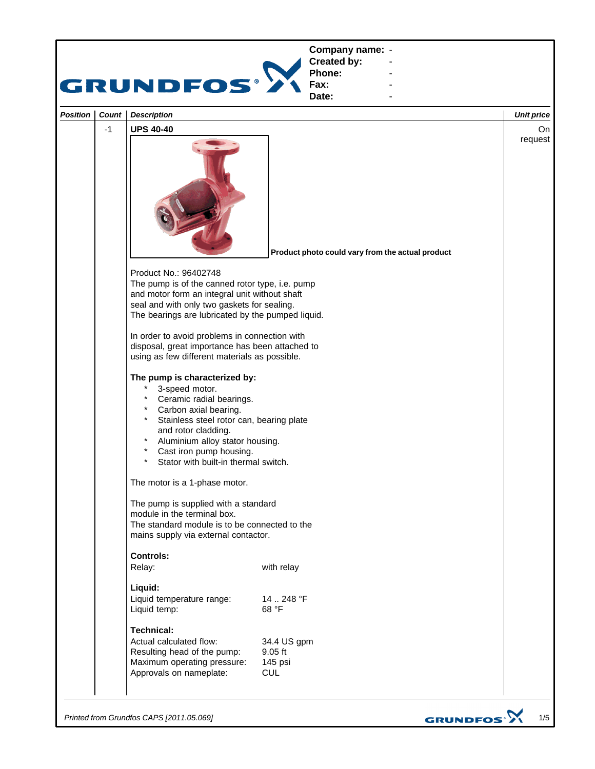| | |
|---|---|
| **Company name:** | - |
| **Created by:** | - |
| **Phone:** | - |
| **Fax:** | - |
| **Date:** | - |

| *Position* | *Count* | *Description* | *Unit price* |
|---|---|---|---|
| | -1 | **UPS 40-40** | On request |

**Product photo could vary from the actual product**

Product No.: 96402748
The pump is of the canned rotor type, i.e. pump and motor form an integral unit without shaft seal and with only two gaskets for sealing.
The bearings are lubricated by the pumped liquid.

In order to avoid problems in connection with disposal, great importance has been attached to using as few different materials as possible.

**The pump is characterized by:**

- 3-speed motor.
- Ceramic radial bearings.
- Carbon axial bearing.
- Stainless steel rotor can, bearing plate and rotor cladding.
- Aluminium alloy stator housing.
- Cast iron pump housing.
- Stator with built-in thermal switch.

The motor is a 1-phase motor.

The pump is supplied with a standard module in the terminal box.
The standard module is to be connected to the mains supply via external contactor.

**Controls:**

Relay: with relay

**Liquid:**

Liquid temperature range: 14 .. 248 °F
Liquid temp: 68 °F

**Technical:**

Actual calculated flow: 34.4 US gpm
Resulting head of the pump: 9.05 ft
Maximum operating pressure: 145 psi
Approvals on nameplate: CUL

*Printed from Grundfos CAPS [2011.05.069]*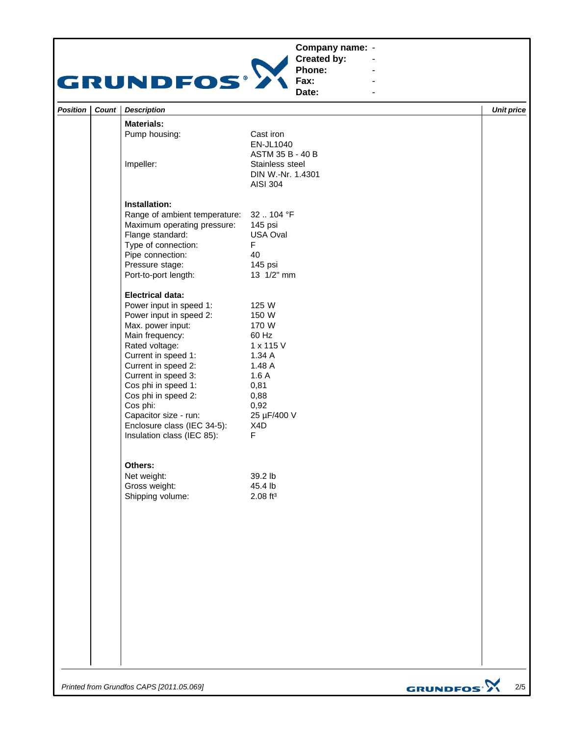**Company name:** -
**Created by:** -
**Phone:** -
**Fax:** -
**Date:** -

| *Position* | *Count* | *Description* | *Unit price* |
|---|---|---|---|
| | | **Materials:** | |
| | | Pump housing: Cast iron EN-JL1040 ASTM 35 B - 40 B | |
| | | Impeller: Stainless steel DIN W.-Nr. 1.4301 AISI 304 | |
| | | **Installation:** | |
| | | Range of ambient temperature: 32 .. 104 °F | |
| | | Maximum operating pressure: 145 psi | |
| | | Flange standard: USA Oval | |
| | | Type of connection: F | |
| | | Pipe connection: 40 | |
| | | Pressure stage: 145 psi | |
| | | Port-to-port length: 13 1/2" mm | |
| | | **Electrical data:** | |
| | | Power input in speed 1: 125 W | |
| | | Power input in speed 2: 150 W | |
| | | Max. power input: 170 W | |
| | | Main frequency: 60 Hz | |
| | | Rated voltage: 1 x 115 V | |
| | | Current in speed 1: 1.34 A | |
| | | Current in speed 2: 1.48 A | |
| | | Current in speed 3: 1.6 A | |
| | | Cos phi in speed 1: 0,81 | |
| | | Cos phi in speed 2: 0,88 | |
| | | Cos phi: 0,92 | |
| | | Capacitor size - run: 25 µF/400 V | |
| | | Enclosure class (IEC 34-5): X4D | |
| | | Insulation class (IEC 85): F | |
| | | **Others:** | |
| | | Net weight: 39.2 lb | |
| | | Gross weight: 45.4 lb | |
| | | Shipping volume: 2.08 ft³ | |

*Printed from Grundfos CAPS [2011.05.069]*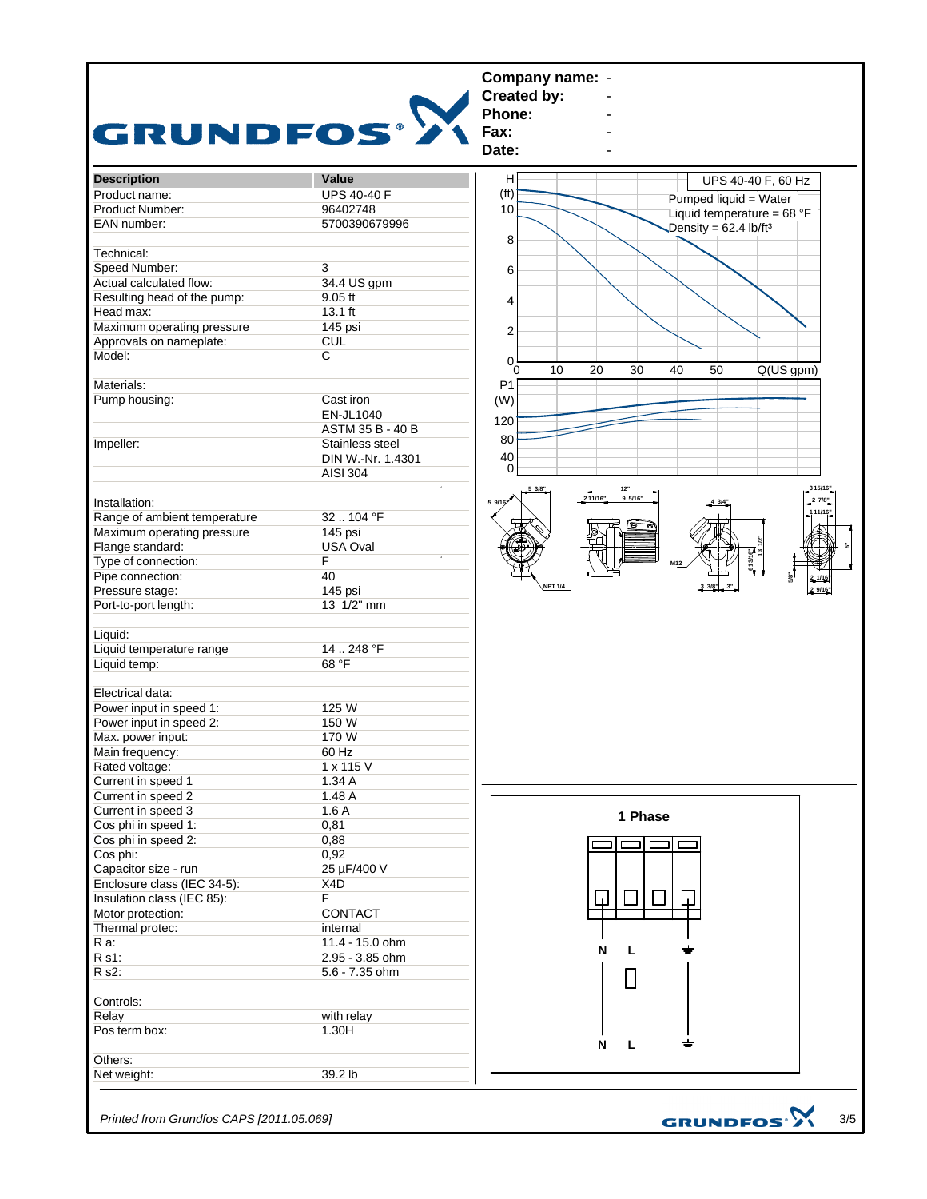**Company name:** -
**Created by:** -
**Phone:** -
**Fax:** -
**Date:** -

| Description | Value |
| --- | --- |
| Product name: | UPS 40-40 F |
| Product Number: | 96402748 |
| EAN number: | 5700390679996 |
| | |
| Technical: | |
| Speed Number: | 3 |
| Actual calculated flow: | 34.4 US gpm |
| Resulting head of the pump: | 9.05 ft |
| Head max: | 13.1 ft |
| Maximum operating pressure | 145 psi |
| Approvals on nameplate: | CUL |
| Model: | C |
| | |
| Materials: | |
| Pump housing: | Cast iron |
| | EN-JL1040 |
| | ASTM 35 B - 40 B |
| Impeller: | Stainless steel |
| | DIN W.-Nr. 1.4301 |
| | AISI 304 |
| | |
| Installation: | |
| Range of ambient temperature | 32 .. 104 °F |
| Maximum operating pressure | 145 psi |
| Flange standard: | USA Oval |
| Type of connection: | F |
| Pipe connection: | 40 |
| Pressure stage: | 145 psi |
| Port-to-port length: | 13 1/2" mm |
| | |
| Liquid: | |
| Liquid temperature range | 14 .. 248 °F |
| Liquid temp: | 68 °F |
| | |
| Electrical data: | |
| Power input in speed 1: | 125 W |
| Power input in speed 2: | 150 W |
| Max. power input: | 170 W |
| Main frequency: | 60 Hz |
| Rated voltage: | 1 x 115 V |
| Current in speed 1 | 1.34 A |
| Current in speed 2 | 1.48 A |
| Current in speed 3 | 1.6 A |
| Cos phi in speed 1: | 0,81 |
| Cos phi in speed 2: | 0,88 |
| Cos phi: | 0,92 |
| Capacitor size - run | 25 µF/400 V |
| Enclosure class (IEC 34-5): | X4D |
| Insulation class (IEC 85): | F |
| Motor protection: | CONTACT |
| Thermal protec: | internal |
| R a: | 11.4 - 15.0 ohm |
| R s1: | 2.95 - 3.85 ohm |
| R s2: | 5.6 - 7.35 ohm |
| | |
| Controls: | |
| Relay | with relay |
| Pos term box: | 1.30H |
| | |
| Others: | |
| Net weight: | 39.2 lb |

UPS 40-40 F, 60 Hz
Pumped liquid = Water
Liquid temperature = 68 °F
Density = 62.4 lb/ft³

H (ft) / Q (US gpm) / P1 (W)

1 Phase

N L ⏚

*Printed from Grundfos CAPS [2011.05.069]*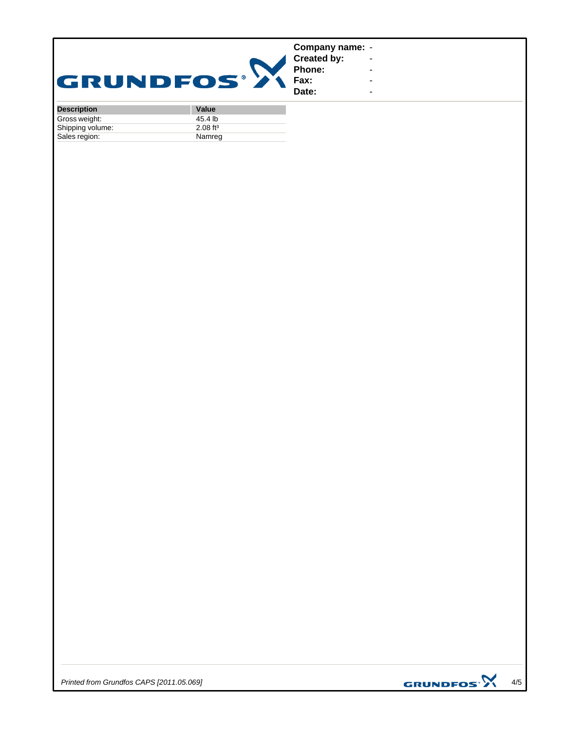**Company name:** -
**Created by:** -
**Phone:** -
**Fax:** -
**Date:** -

| Description | Value |
|---|---|
| Gross weight: | 45.4 lb |
| Shipping volume: | 2.08 $ft^3$ |
| Sales region: | Namreg |

*Printed from Grundfos CAPS [2011.05.069]*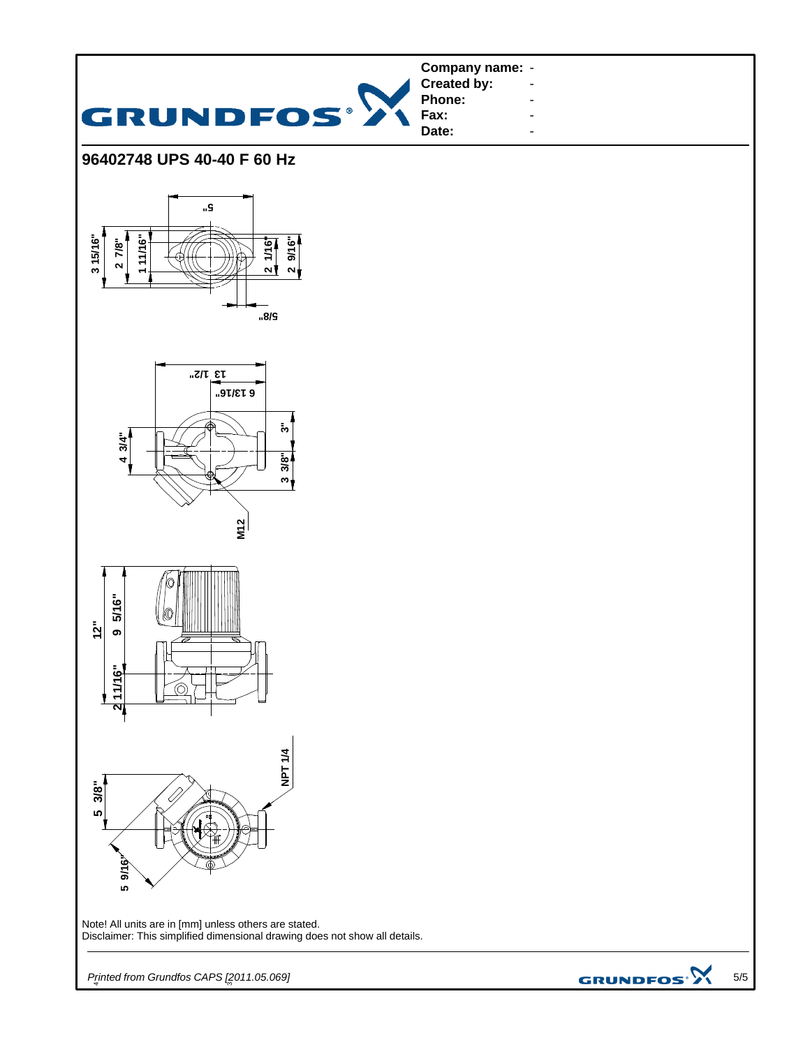Company name: -
Created by: -
Phone: -
Fax: -
Date: -

## 96402748 UPS 40-40 F 60 Hz

5"
3 15/16"
2 7/8"
1 11/16"
2 1/16"
2 9/16"
5/8"

13 1/2"
6 13/16"
4 3/4"
3"
3 3/8"
M12

12"
9 5/16"
2 11/16"

NPT 1/4
5 3/8"
5 9/16"

Note! All units are in [mm] unless others are stated.
Disclaimer: This simplified dimensional drawing does not show all details.

*Printed from Grundfos CAPS [2011.05.069]*